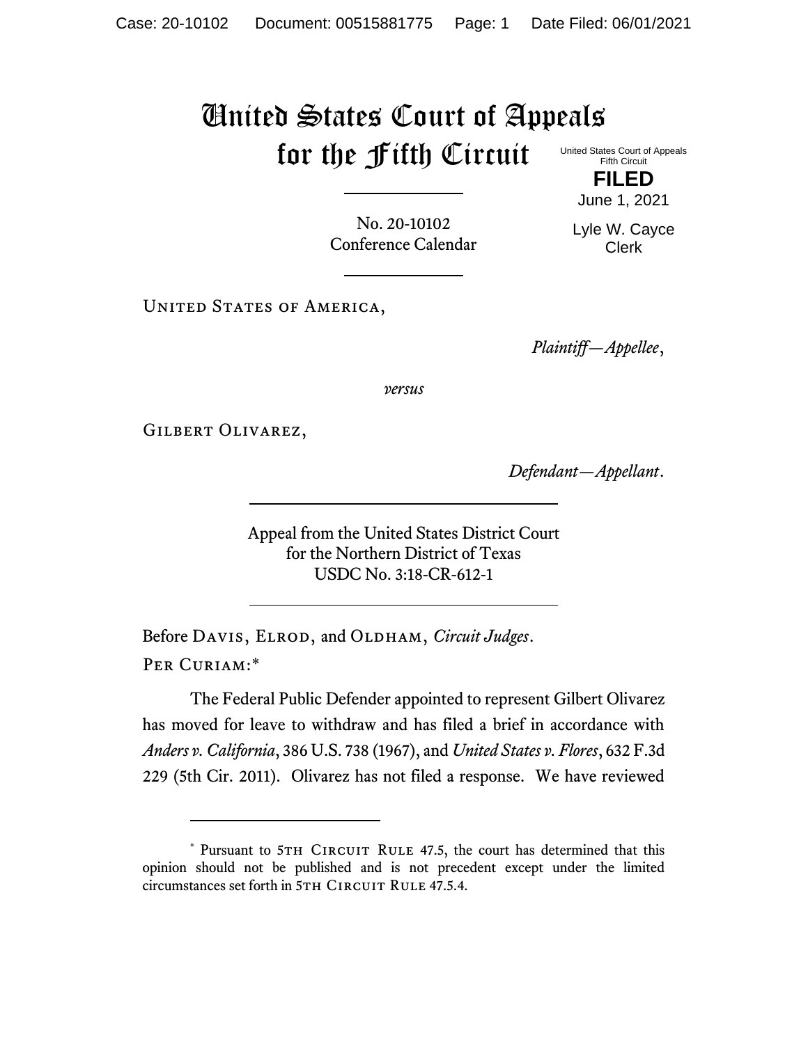# United States Court of Appeals for the Fifth Circuit

United States Court of Appeals
Fifth Circuit

**FILED**

June 1, 2021

Lyle W. Cayce
Clerk

No. 20-10102
Conference Calendar

UNITED STATES OF AMERICA,

*Plaintiff—Appellee*,

*versus*

GILBERT OLIVAREZ,

*Defendant—Appellant*.

Appeal from the United States District Court
for the Northern District of Texas
USDC No. 3:18-CR-612-1

Before DAVIS, ELROD, and OLDHAM, *Circuit Judges*.

PER CURIAM:*

The Federal Public Defender appointed to represent Gilbert Olivarez has moved for leave to withdraw and has filed a brief in accordance with *Anders v. California*, 386 U.S. 738 (1967), and *United States v. Flores*, 632 F.3d 229 (5th Cir. 2011). Olivarez has not filed a response. We have reviewed

\* Pursuant to 5TH CIRCUIT RULE 47.5, the court has determined that this opinion should not be published and is not precedent except under the limited circumstances set forth in 5TH CIRCUIT RULE 47.5.4.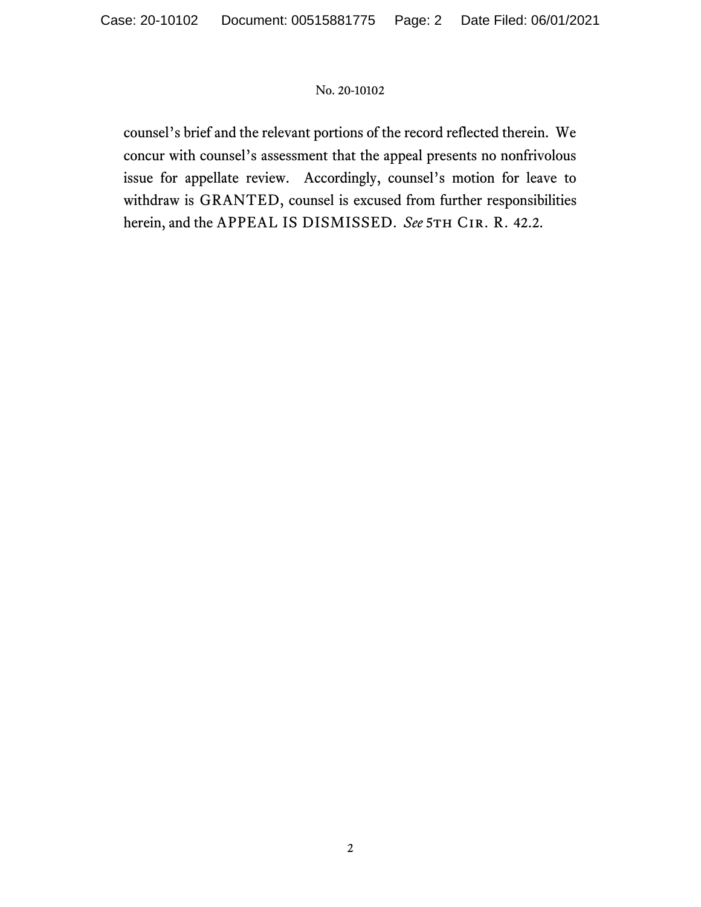counsel's brief and the relevant portions of the record reflected therein. We concur with counsel's assessment that the appeal presents no nonfrivolous issue for appellate review. Accordingly, counsel's motion for leave to withdraw is GRANTED, counsel is excused from further responsibilities herein, and the APPEAL IS DISMISSED. *See* 5TH CIR. R. 42.2.